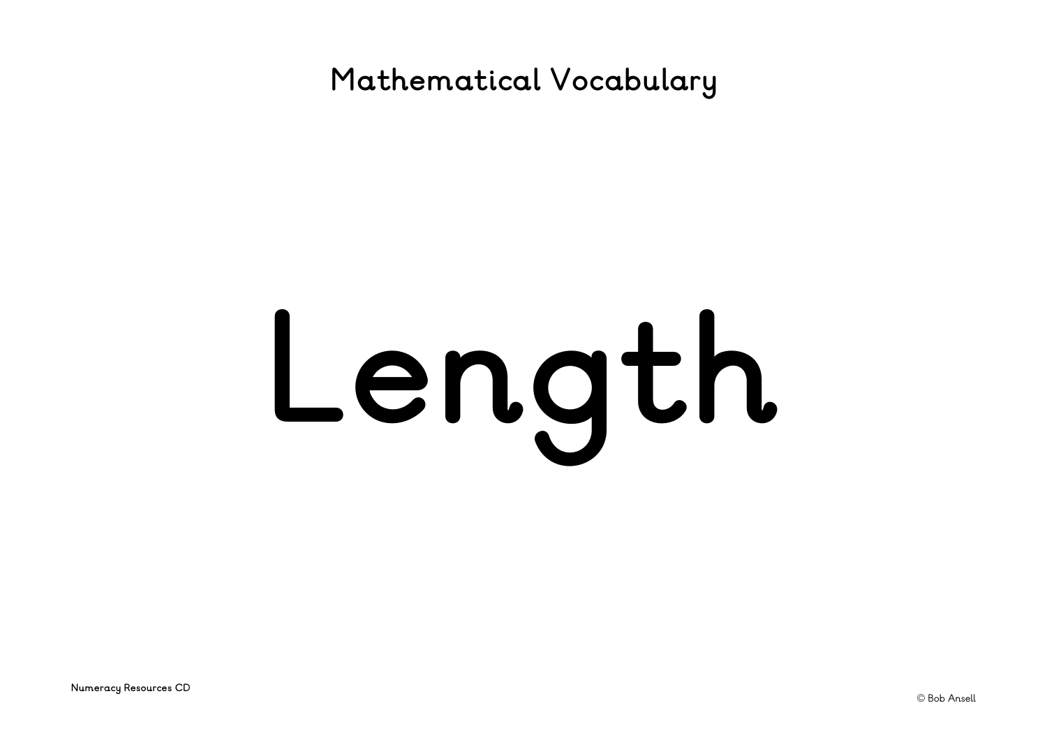Mathematical Vocabulary

# Length

Numeracy Resources CD

© Bob Ansell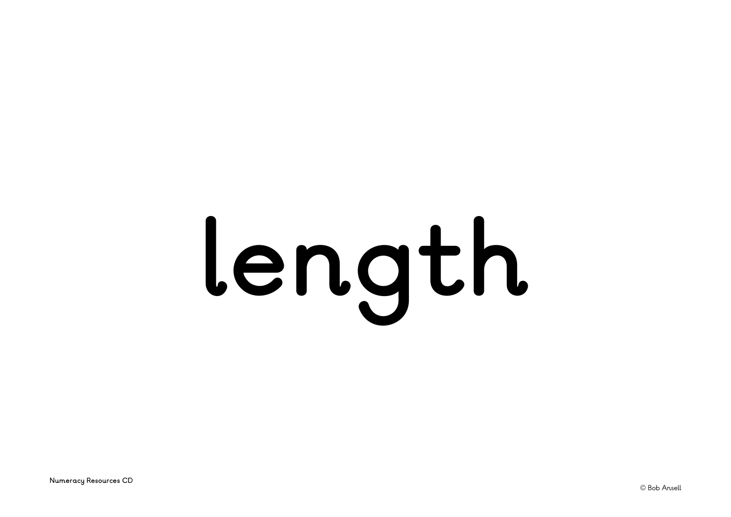# length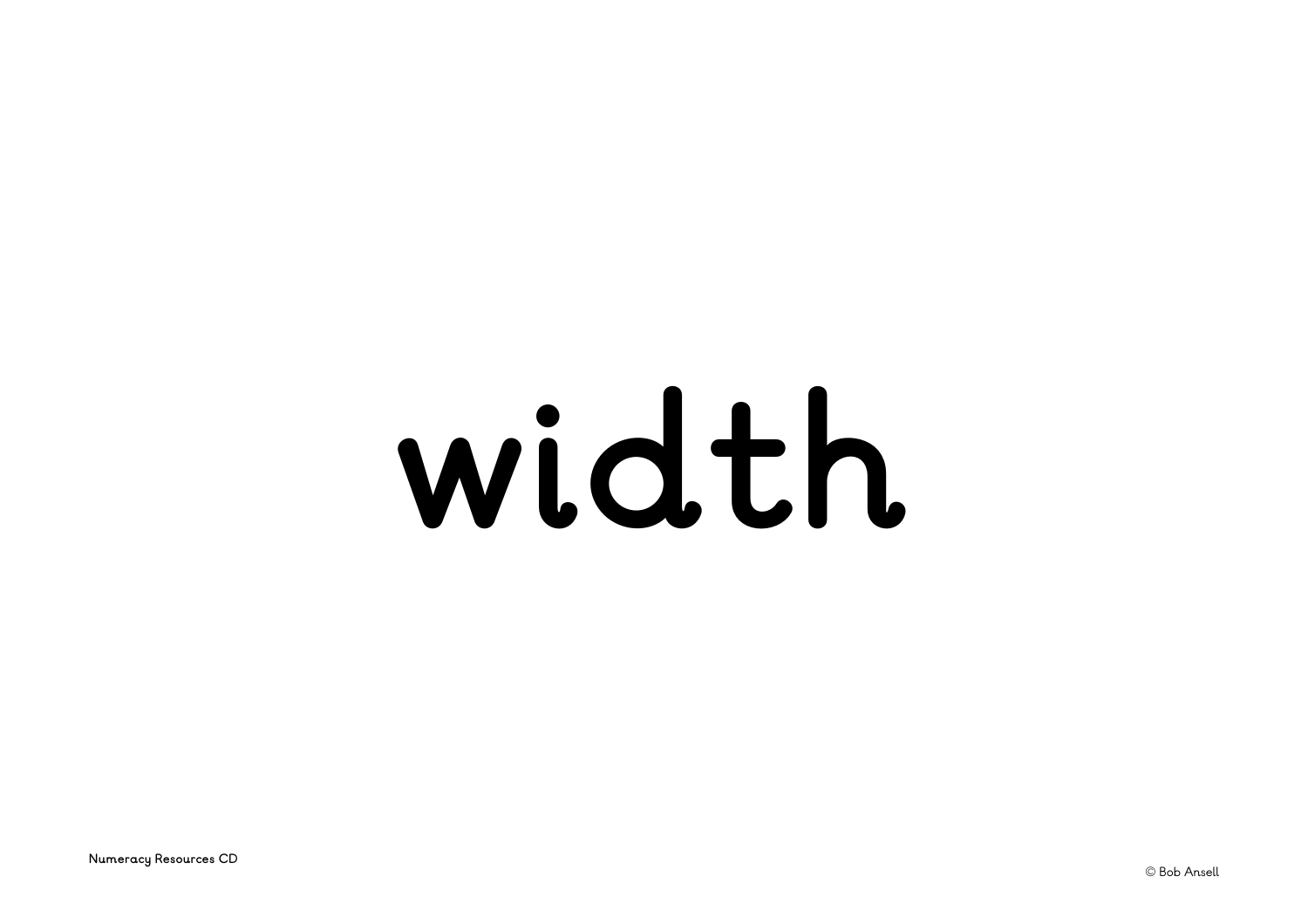# width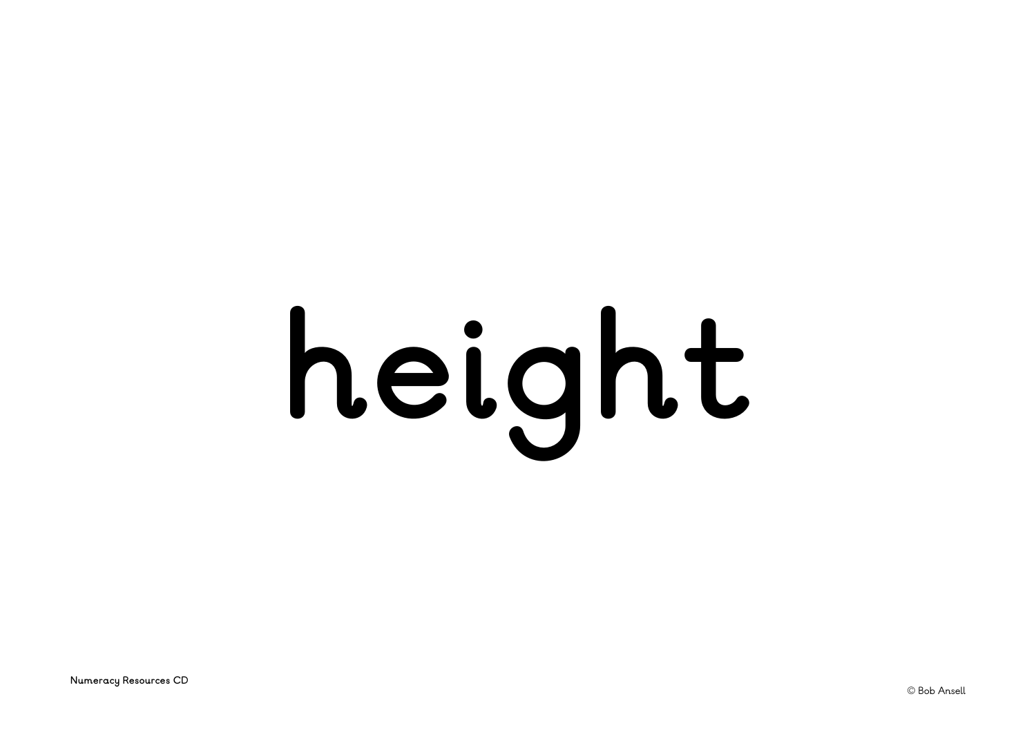# height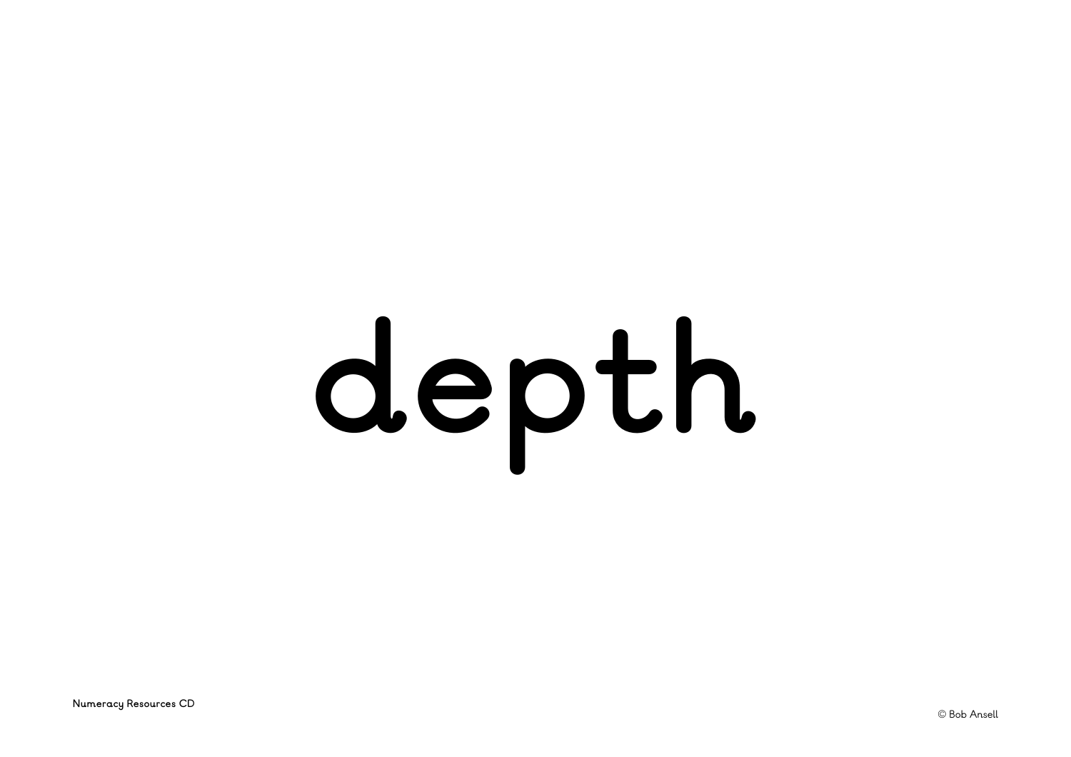# depth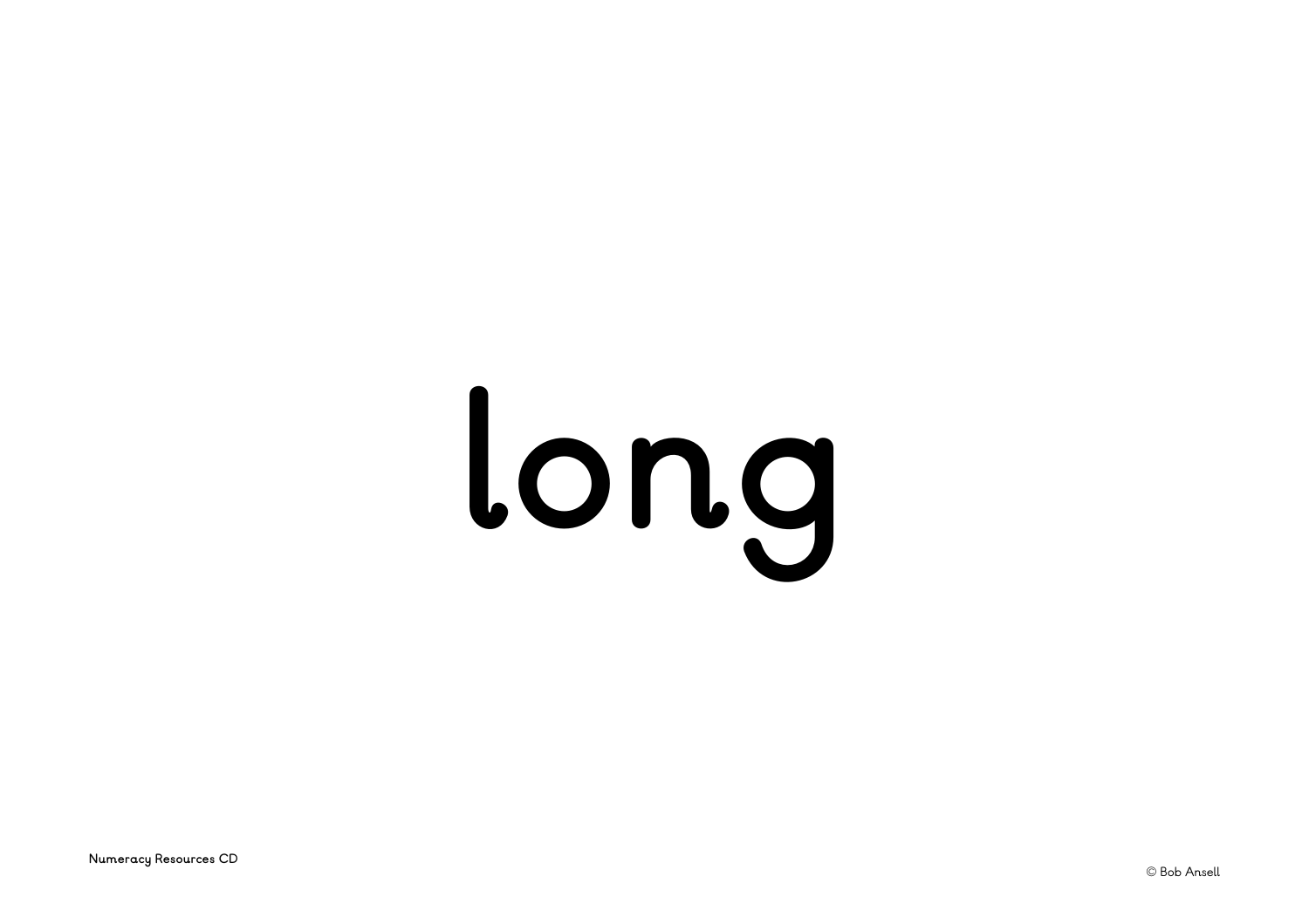# long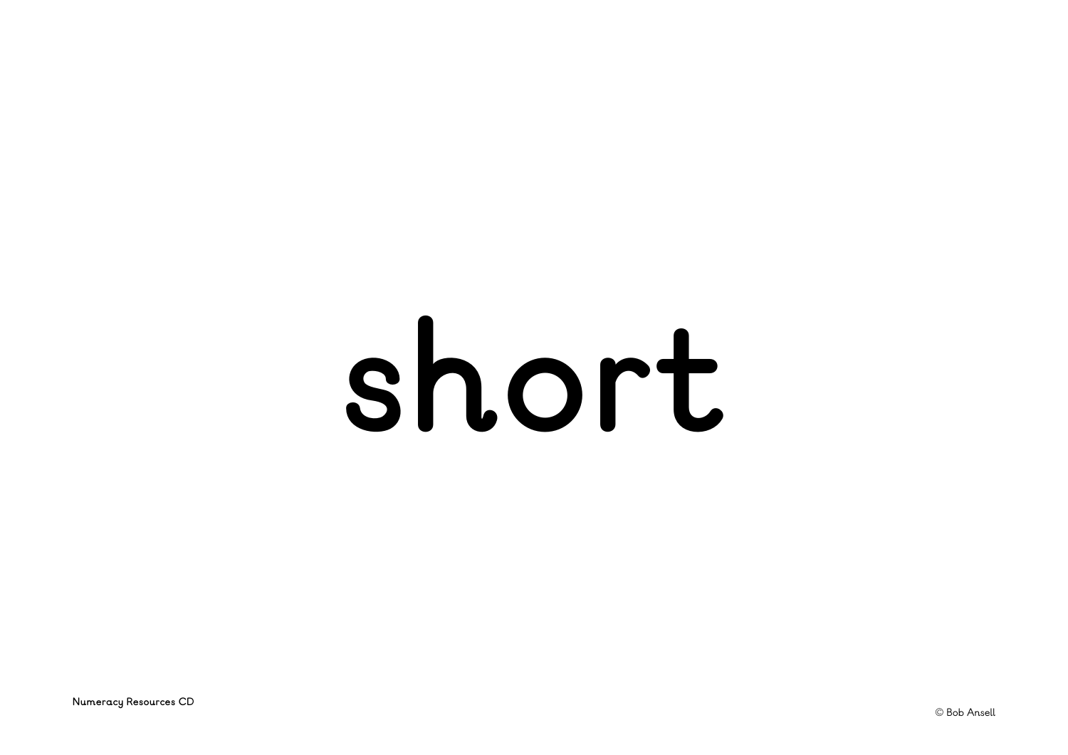short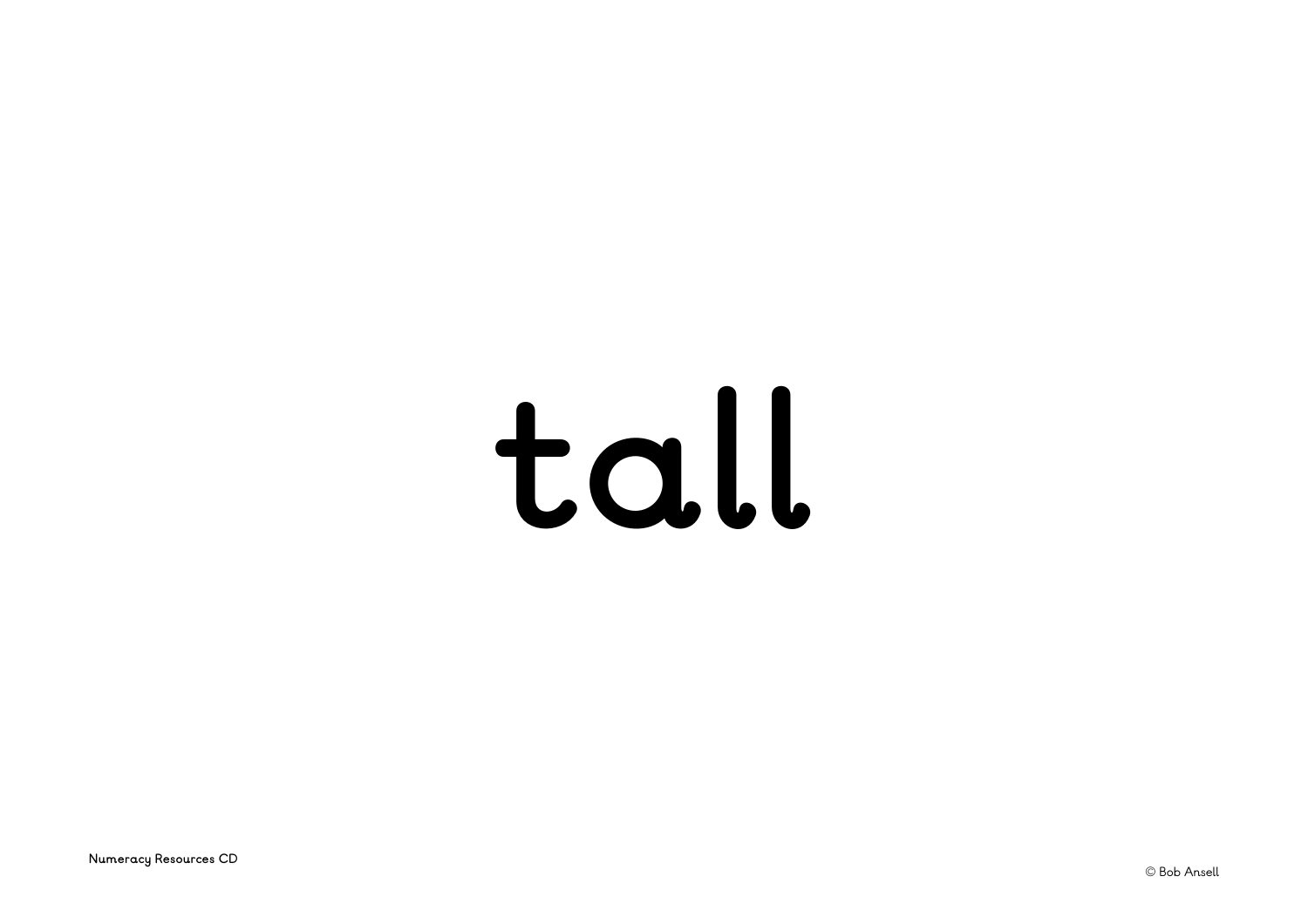tall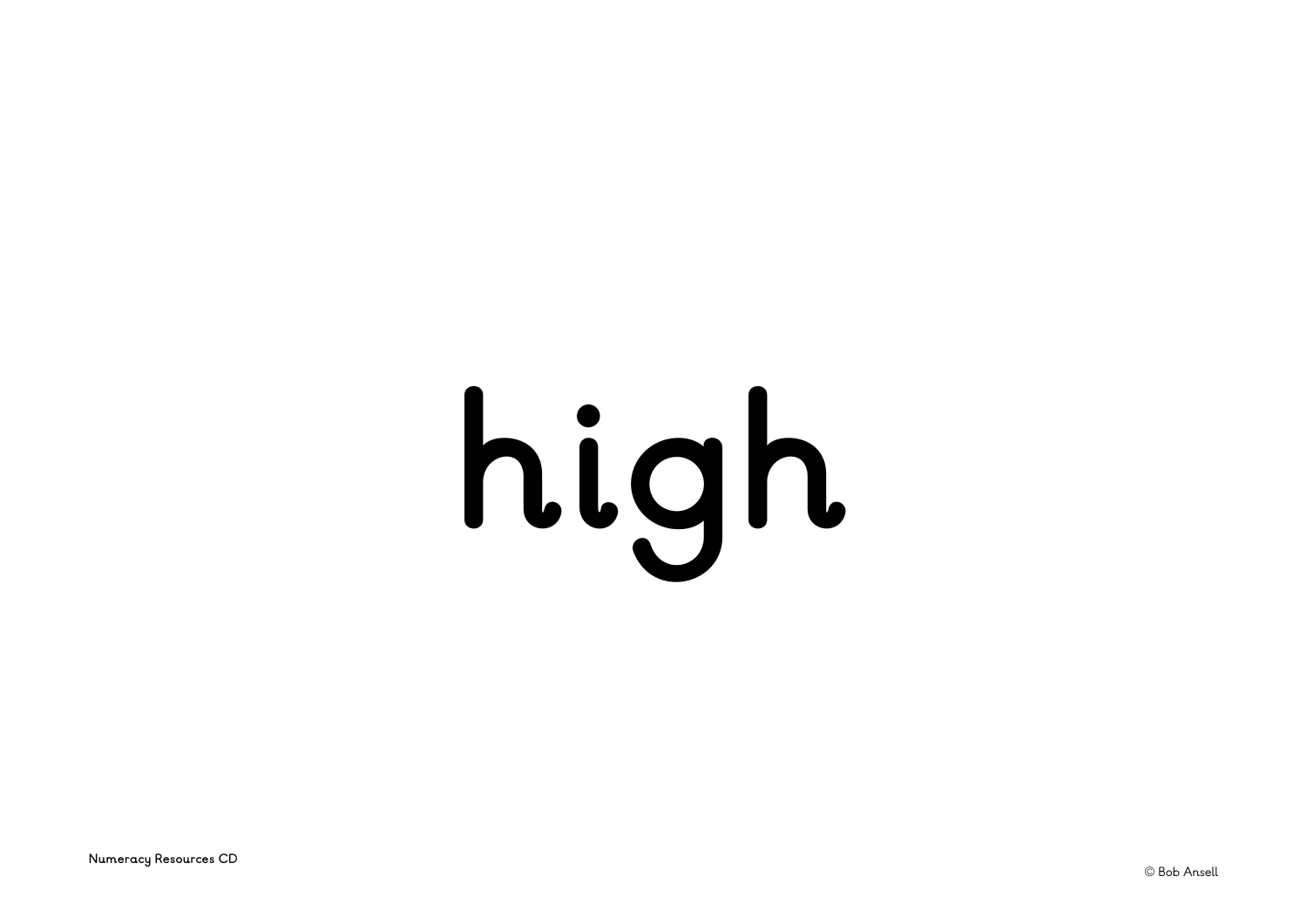# high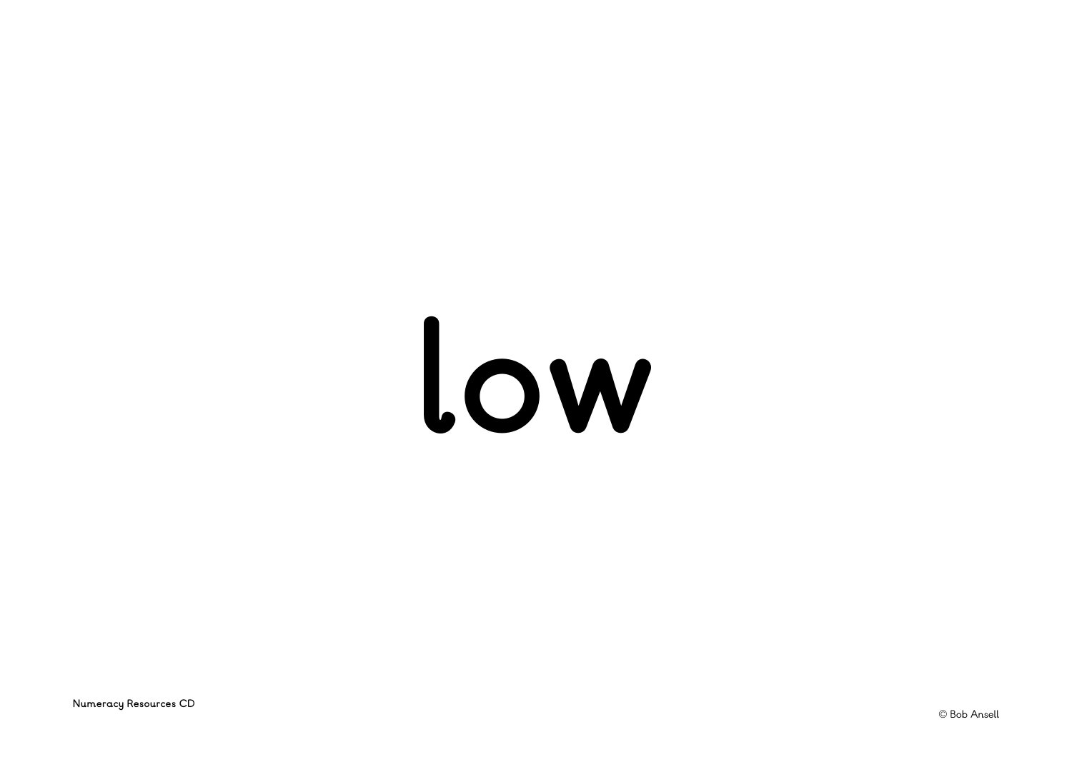# low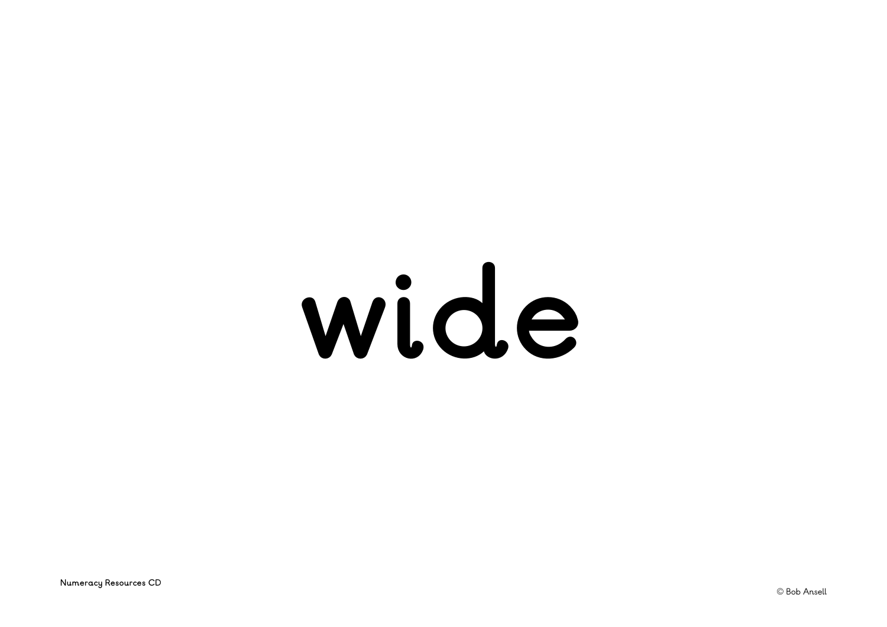wide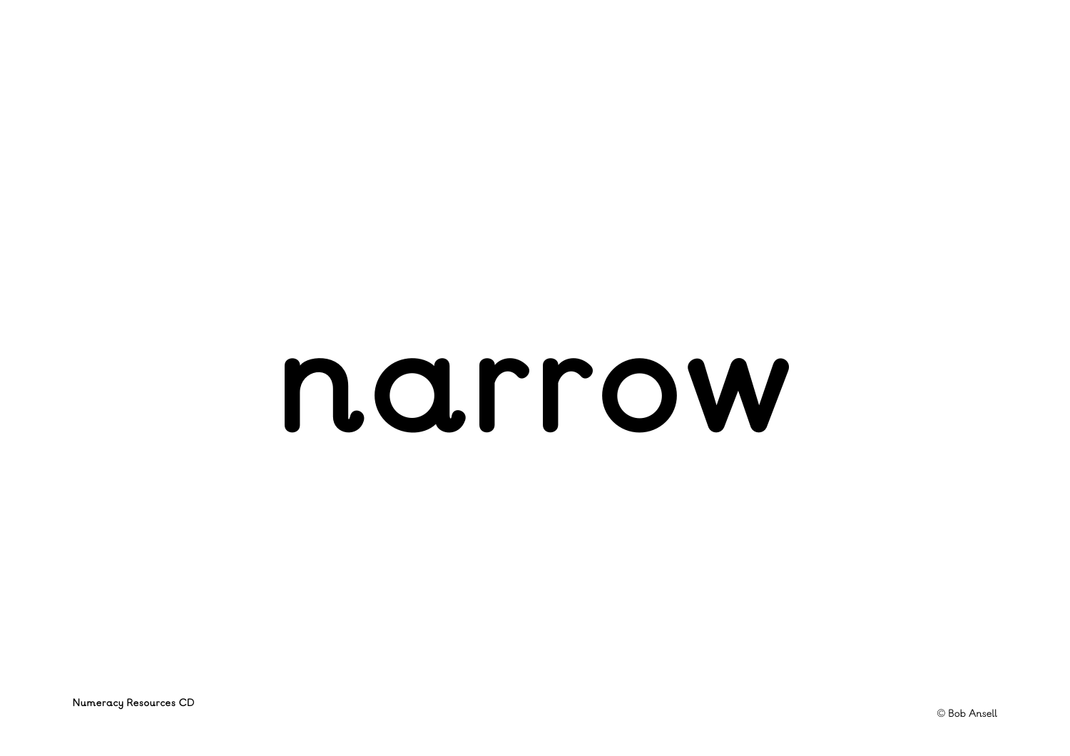# narrow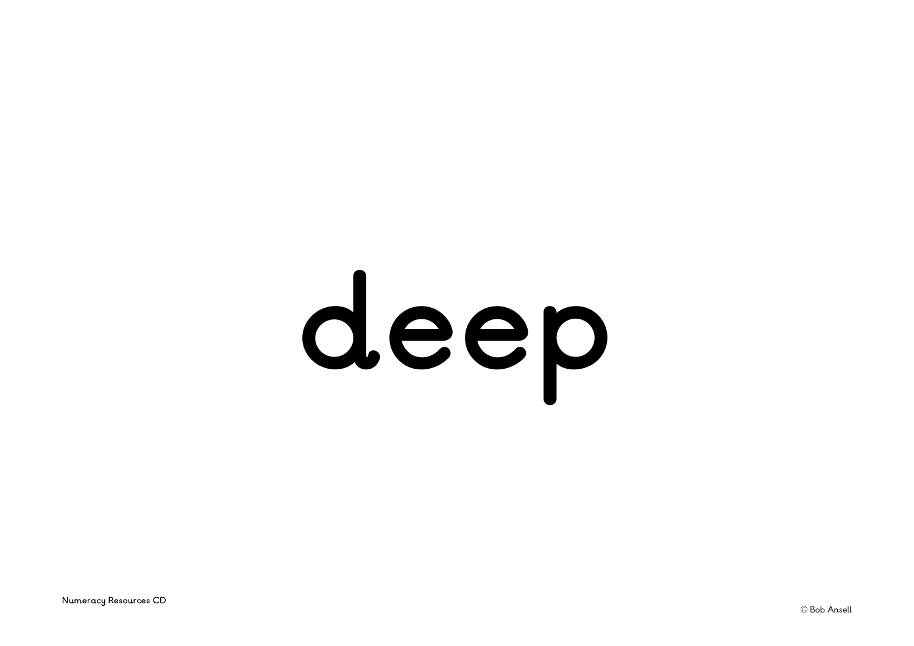# deep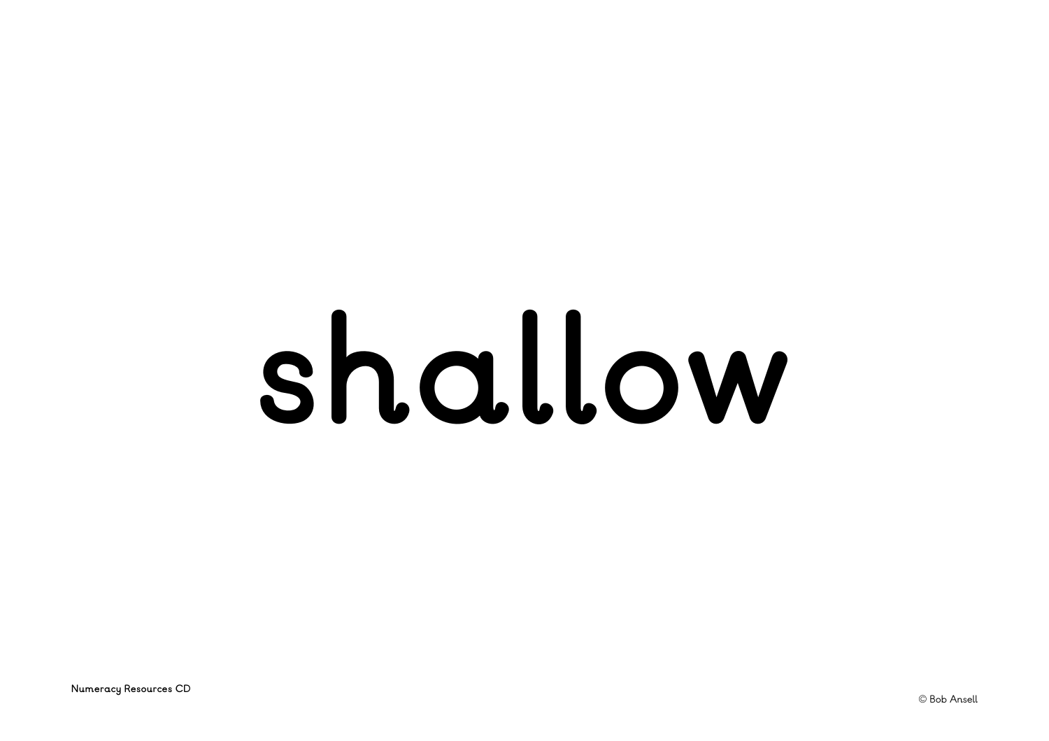# shallow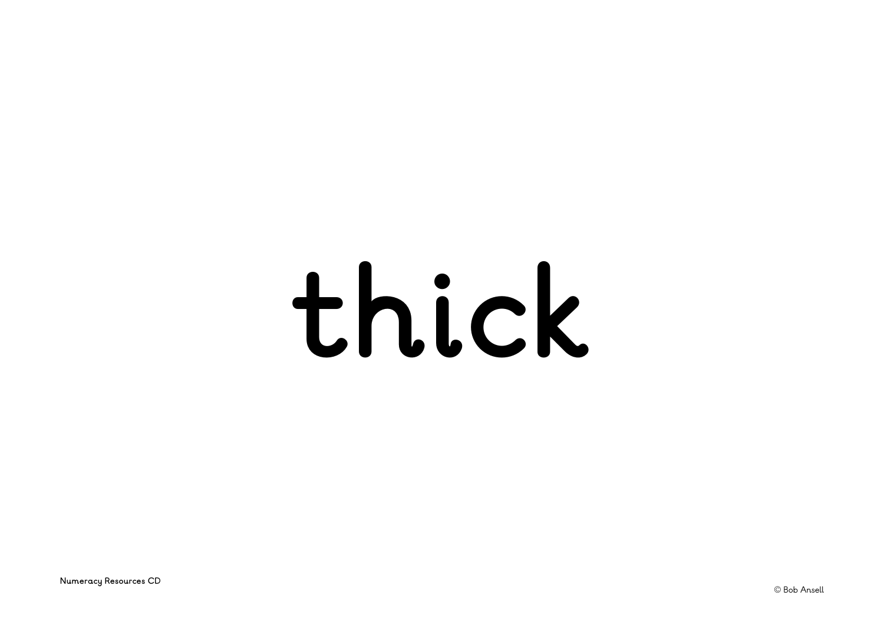# thick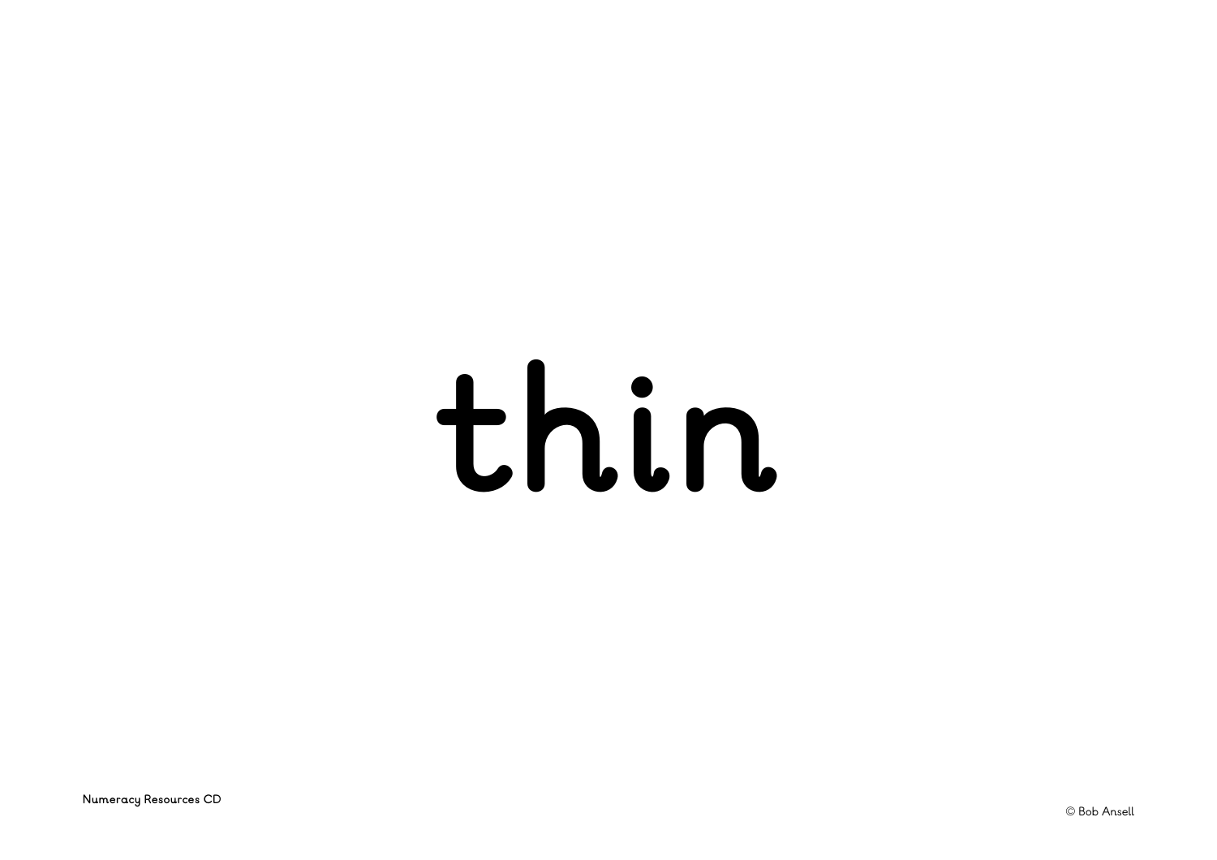thin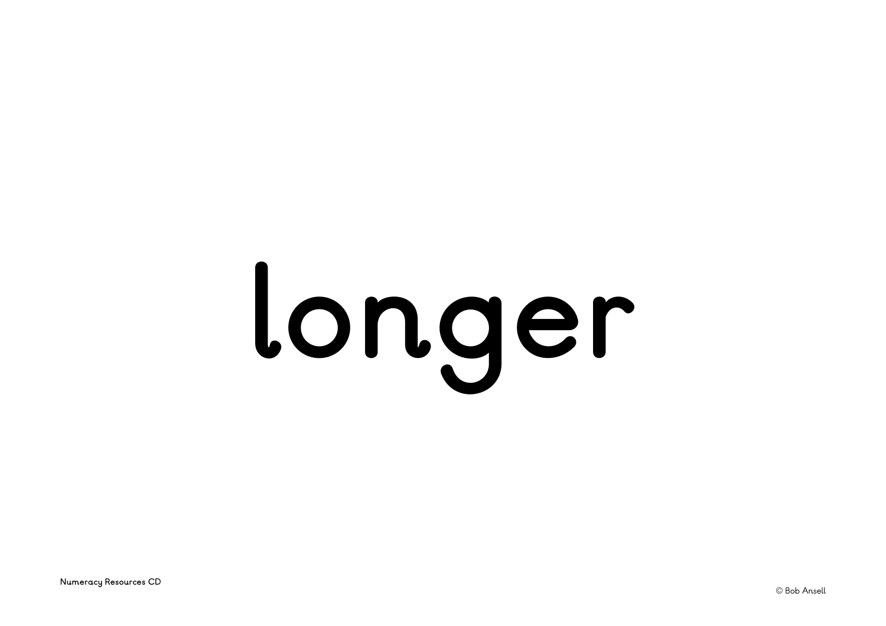# longer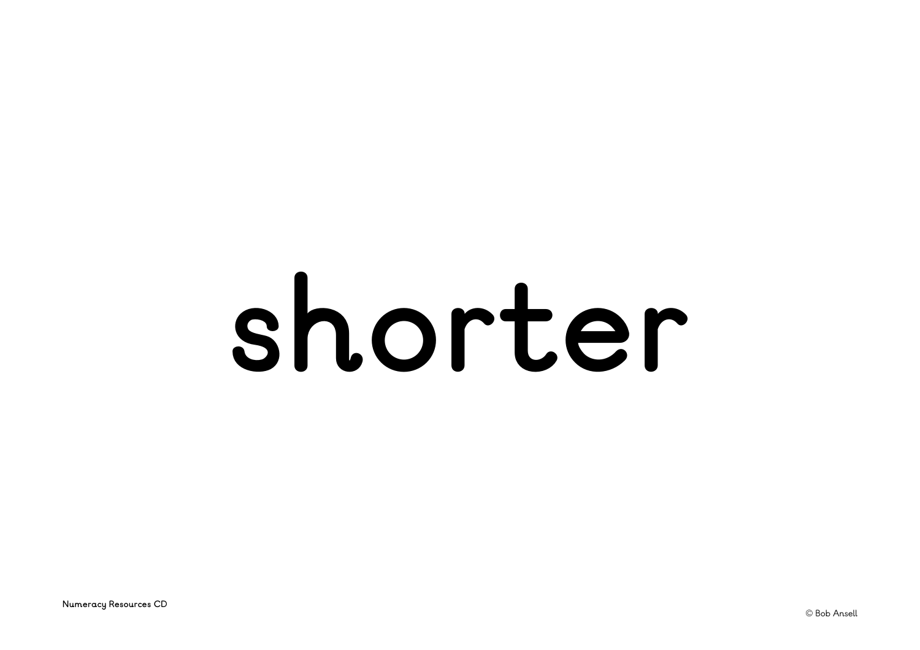# shorter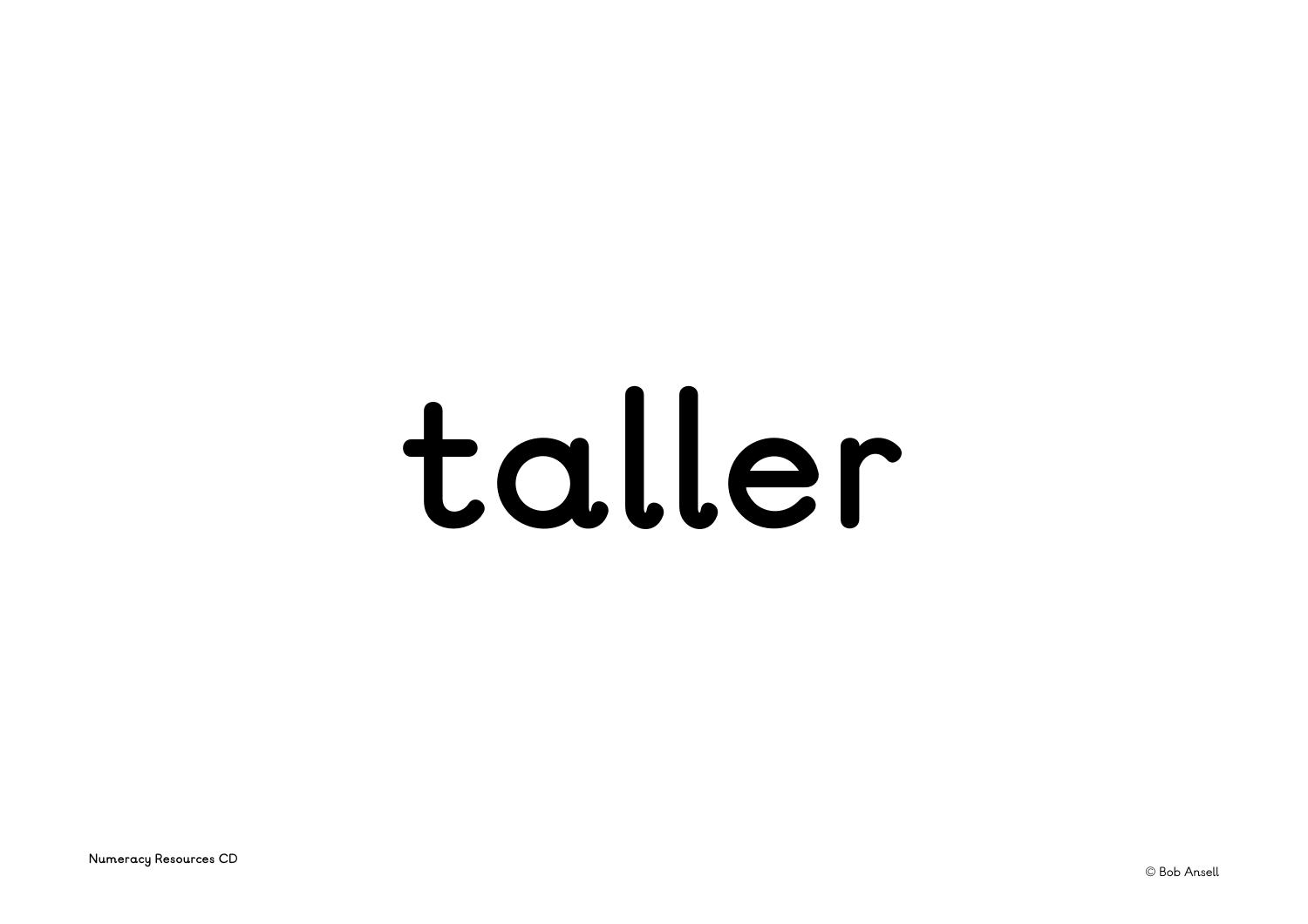# taller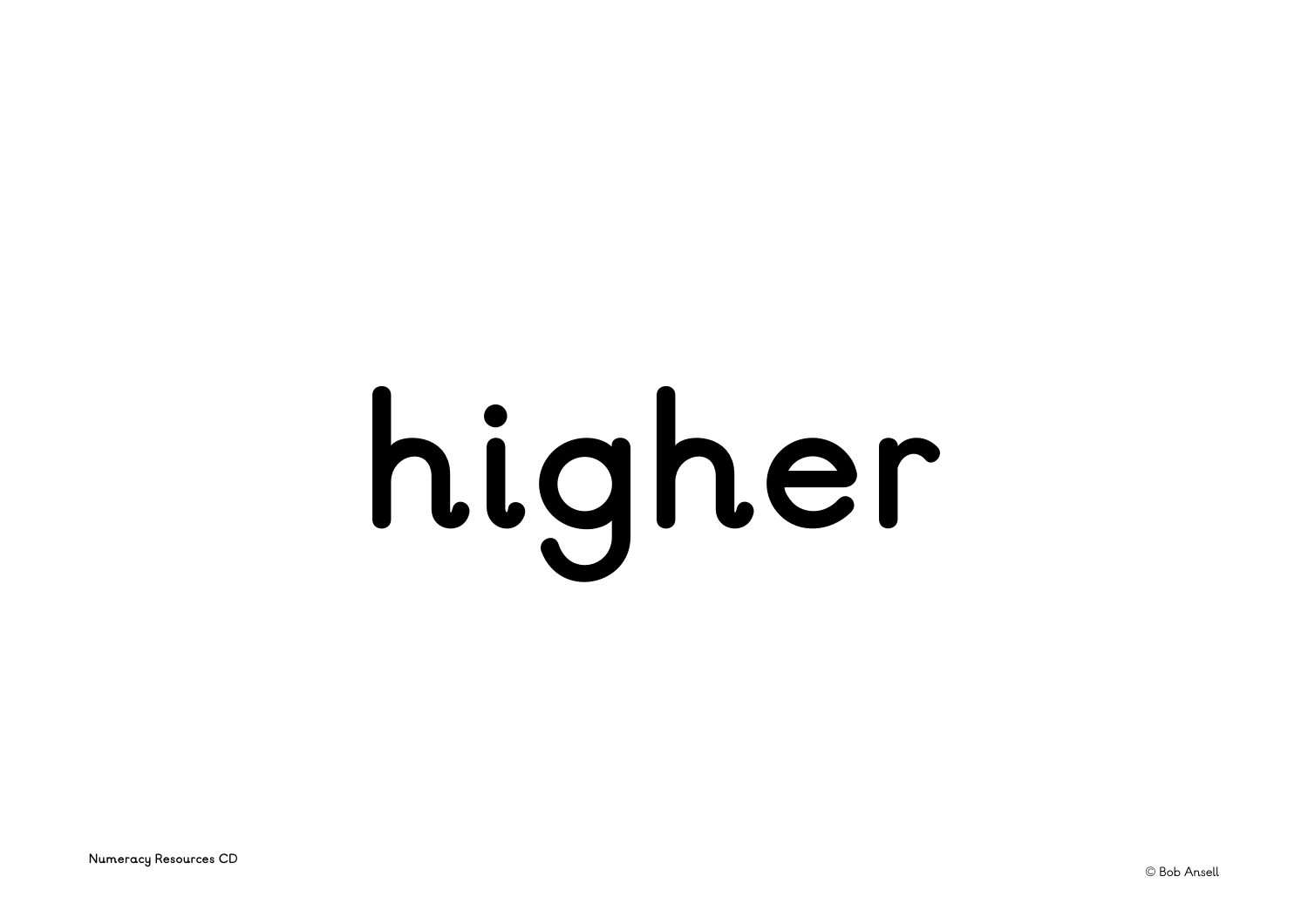# higher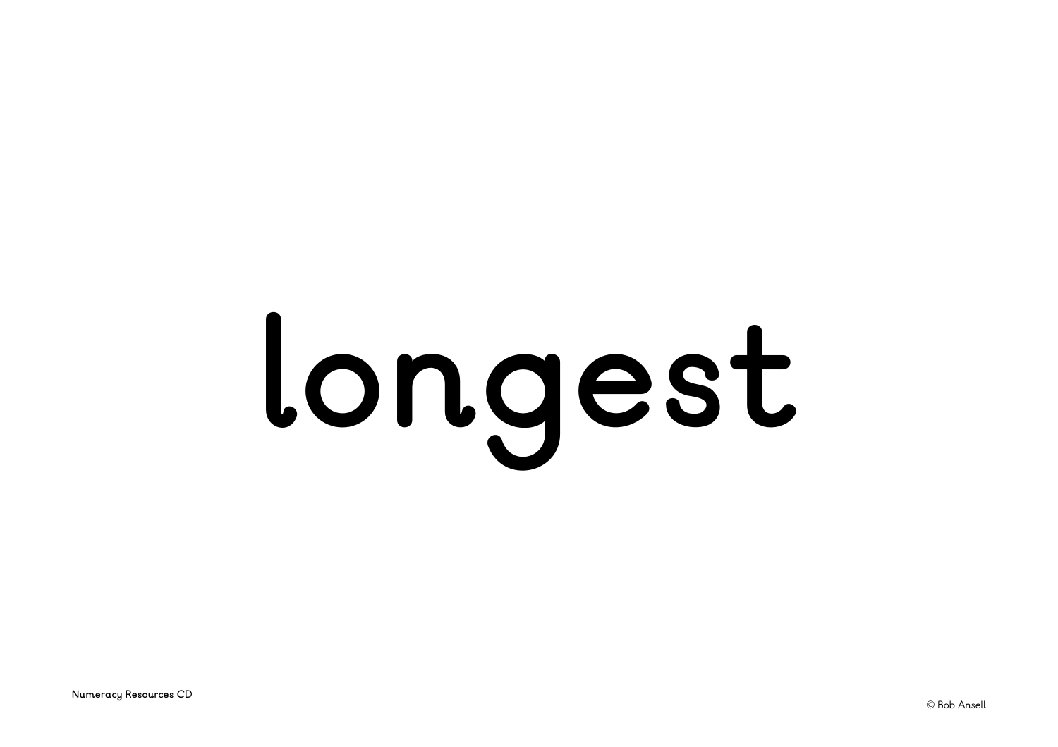# longest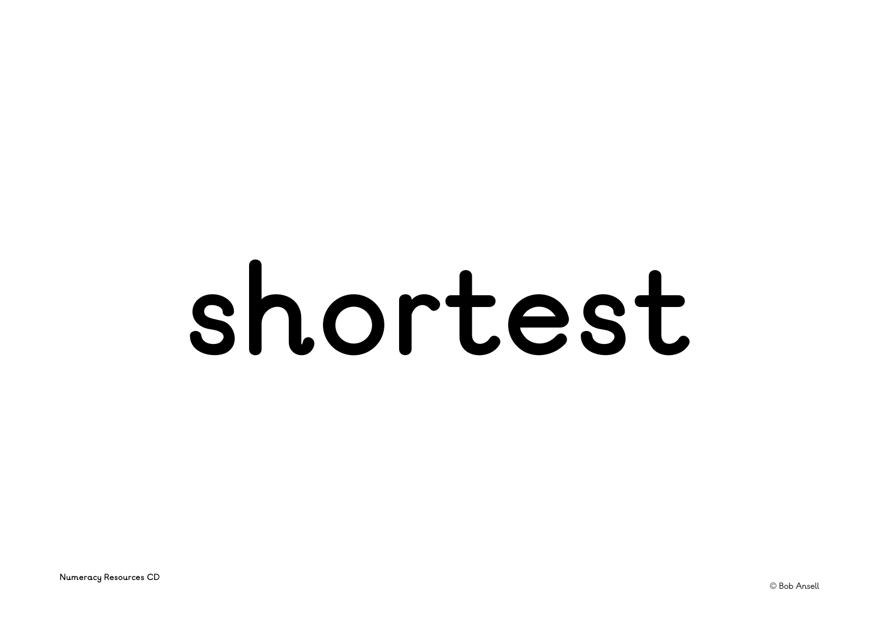# shortest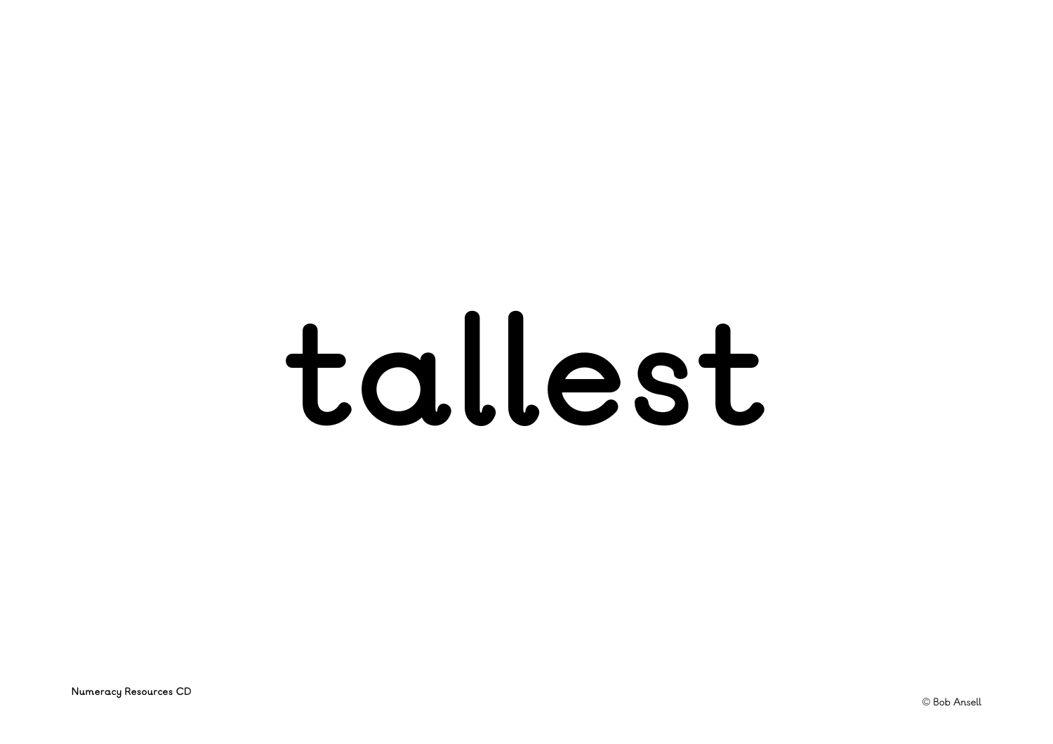# tallest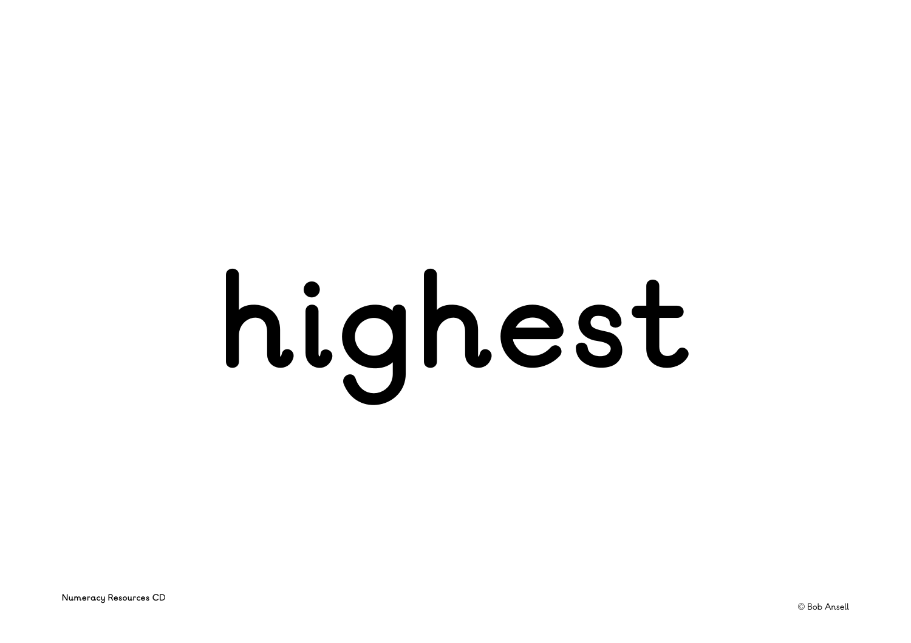# highest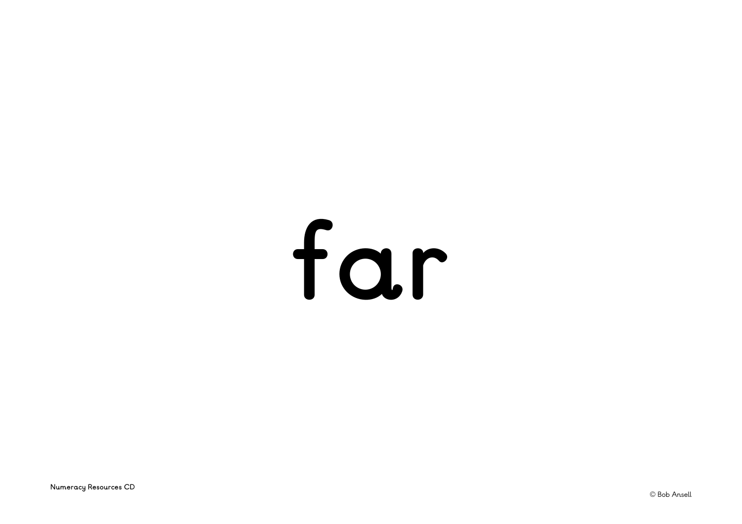far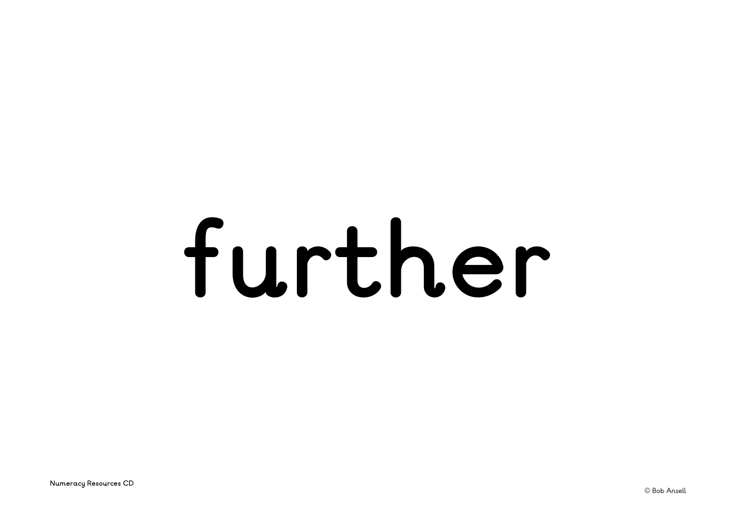# further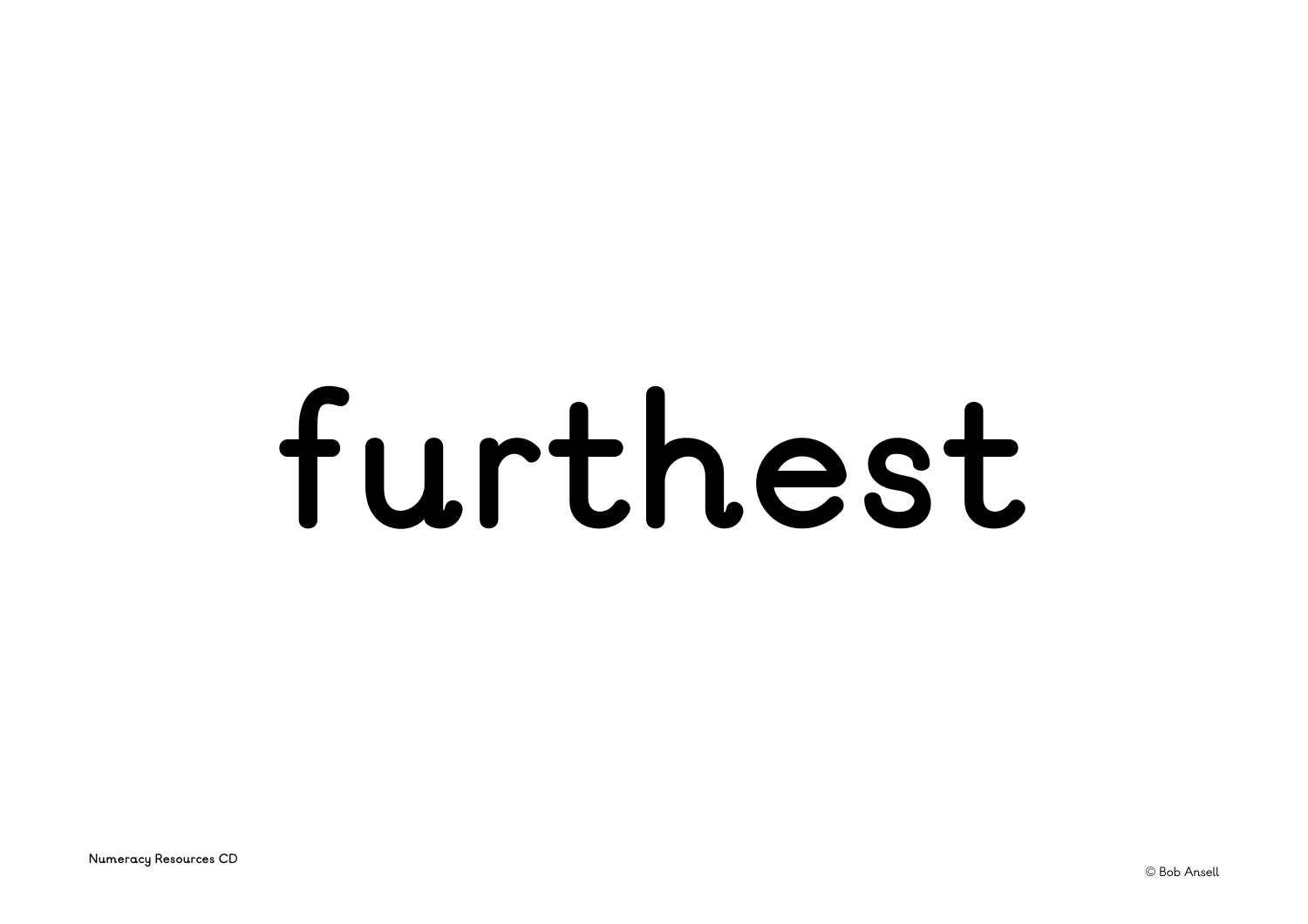# furthest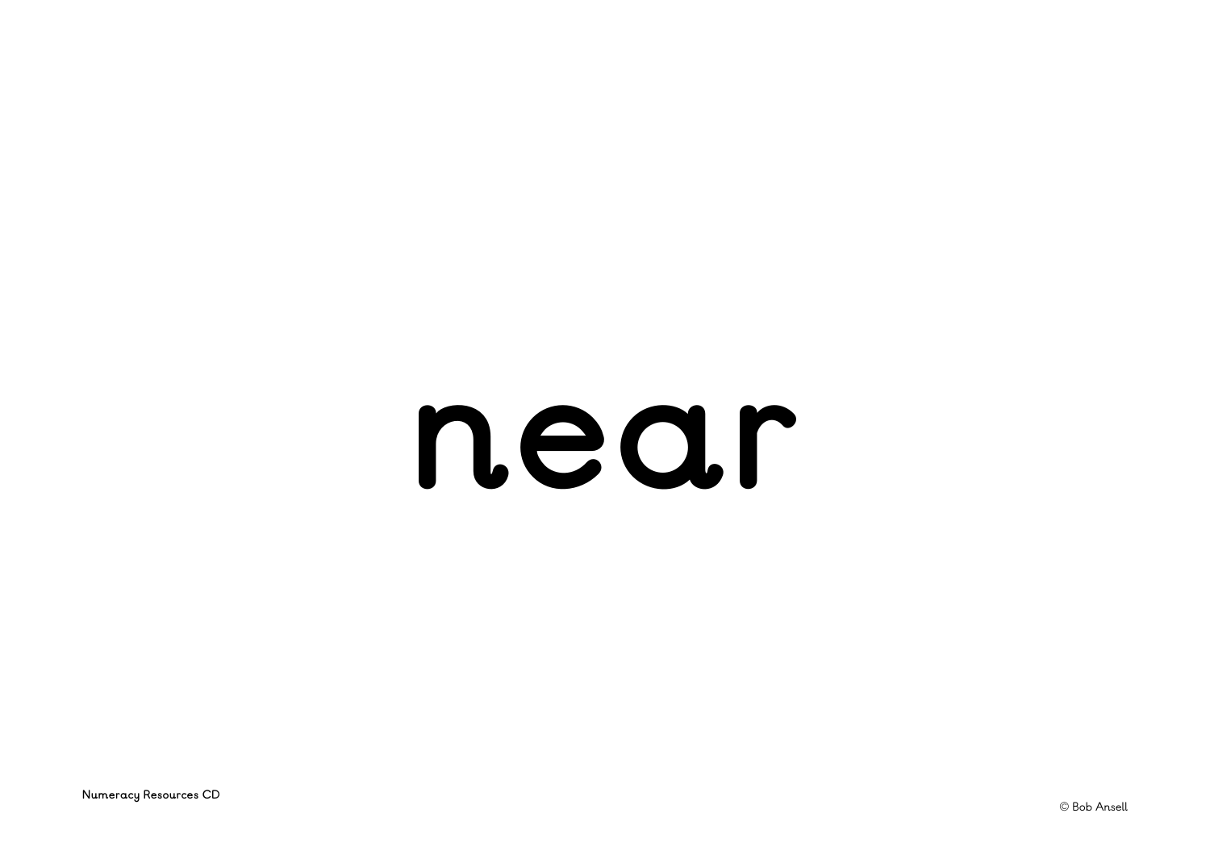# near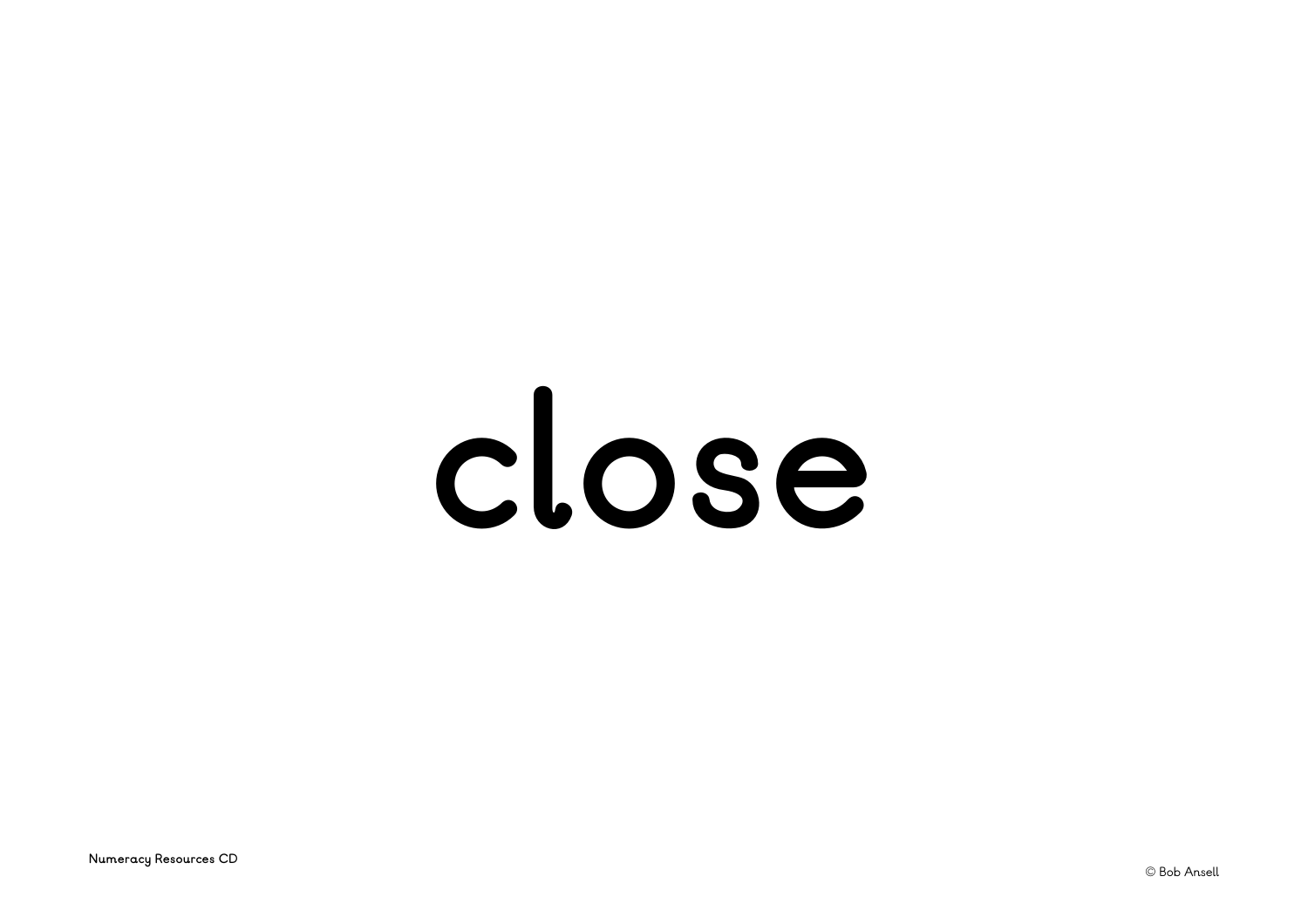# close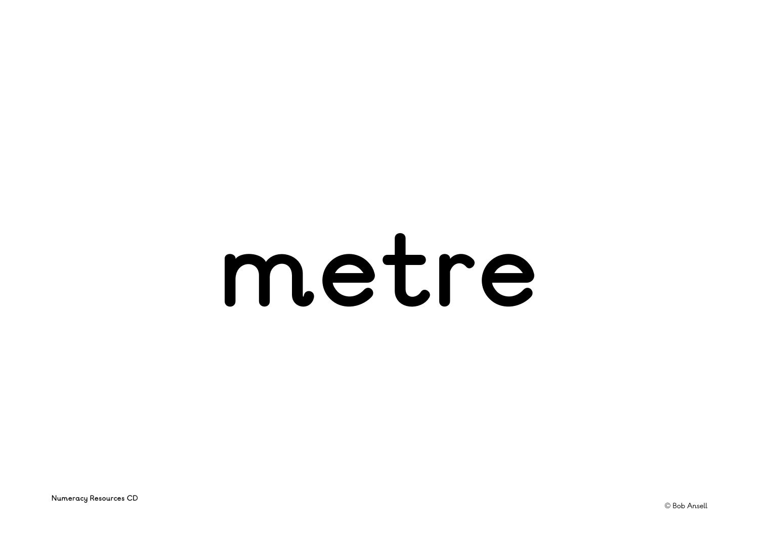# metre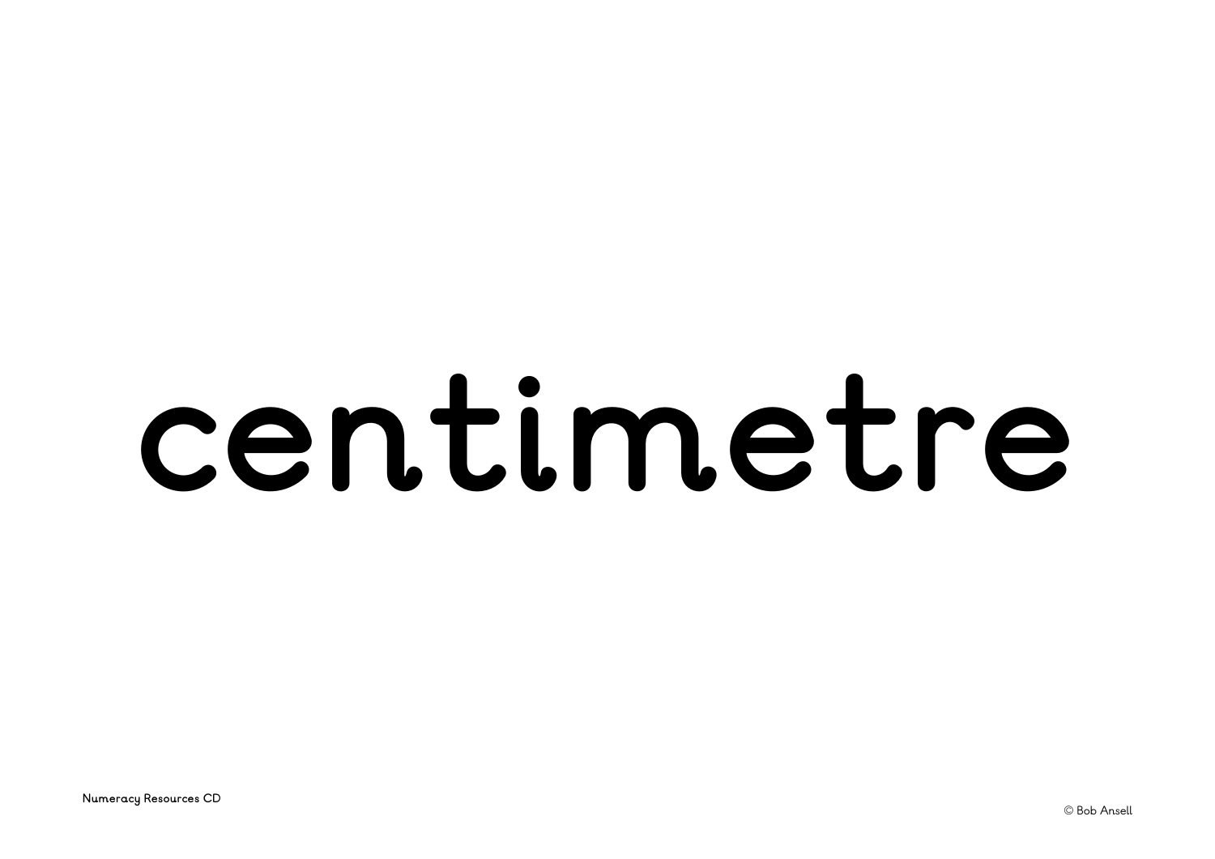# centimetre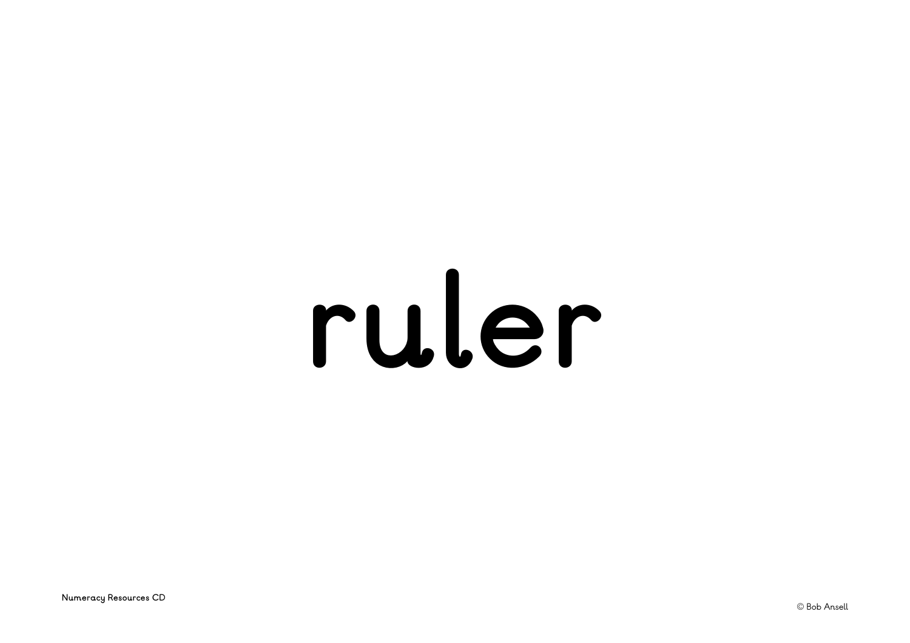# ruler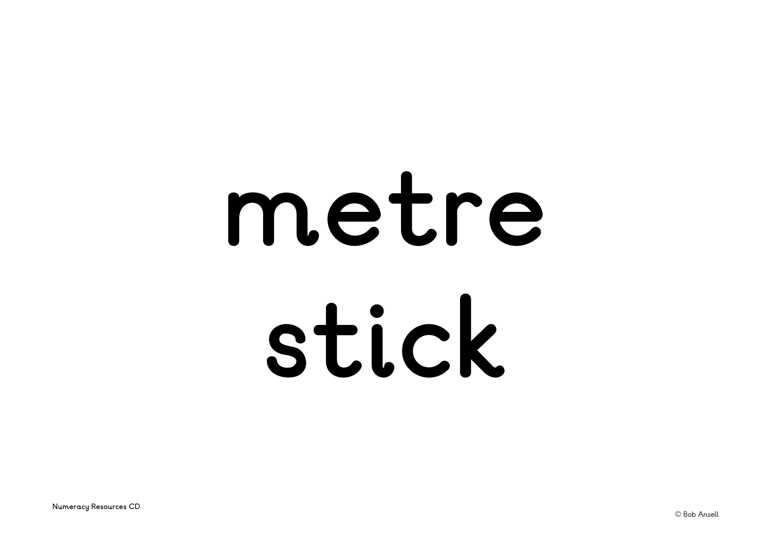# metre stick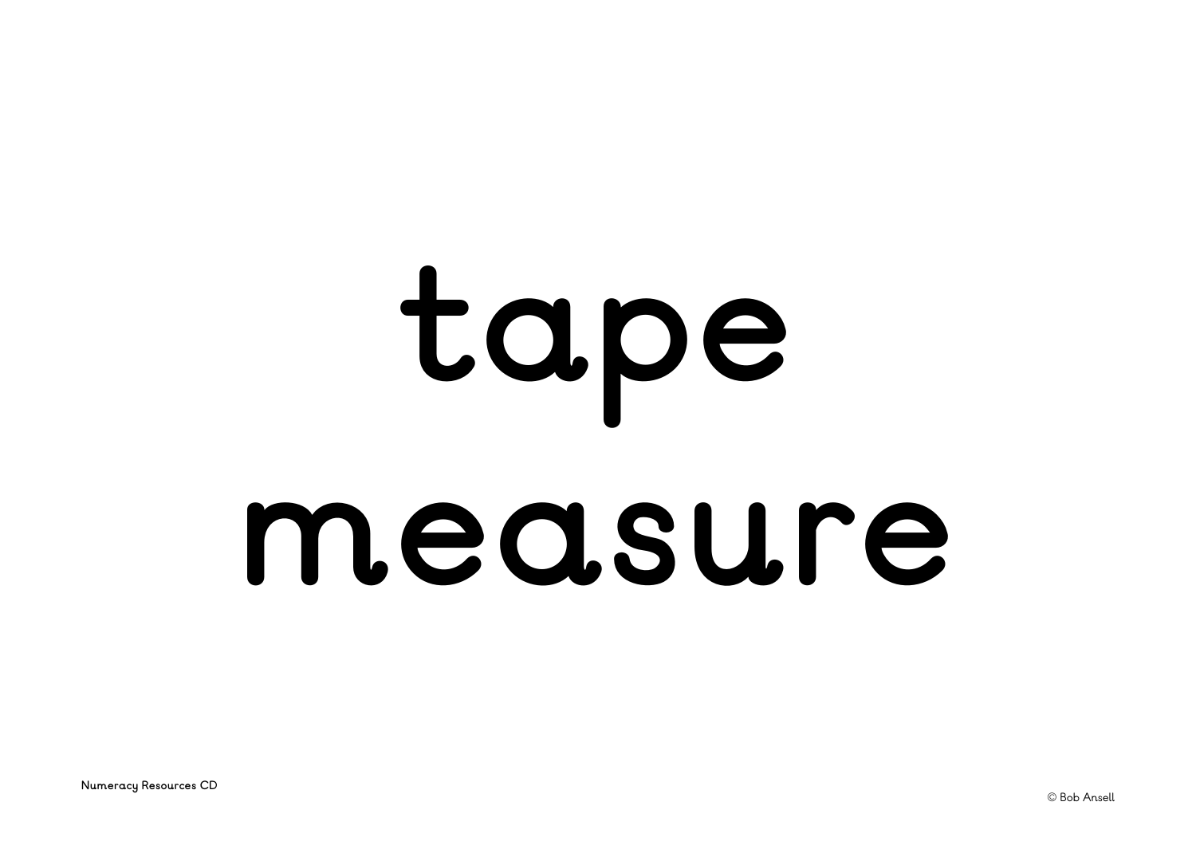# tape measure